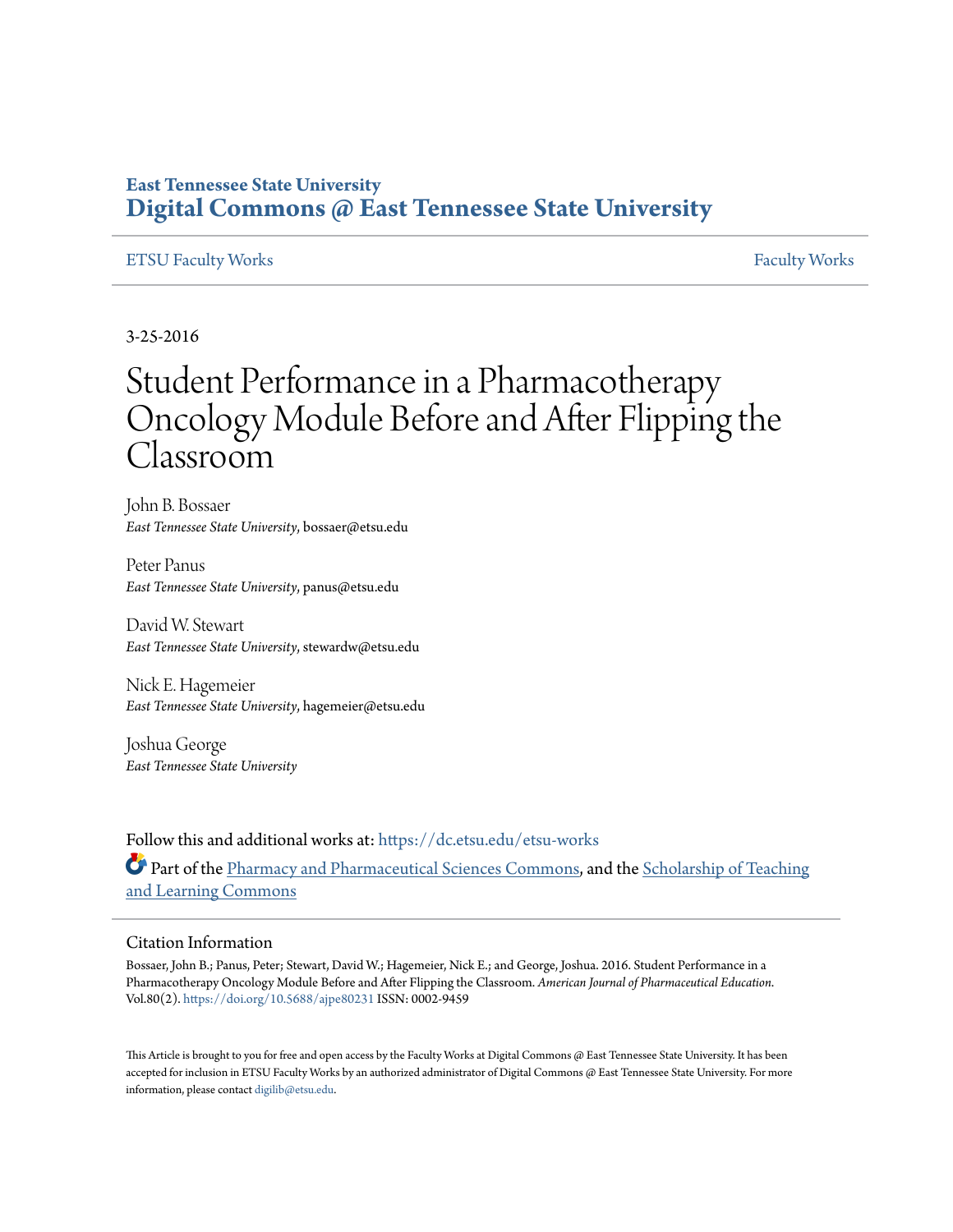East Tennessee State University

# Digital Commons @ East Tennessee State University

ETSU Faculty Works | Faculty Works

3-25-2016

# Student Performance in a Pharmacotherapy Oncology Module Before and After Flipping the Classroom

John B. Bossaer
*East Tennessee State University*, bossaer@etsu.edu

Peter Panus
*East Tennessee State University*, panus@etsu.edu

David W. Stewart
*East Tennessee State University*, stewardw@etsu.edu

Nick E. Hagemeier
*East Tennessee State University*, hagemeier@etsu.edu

Joshua George
*East Tennessee State University*

Follow this and additional works at: https://dc.etsu.edu/etsu-works

Part of the Pharmacy and Pharmaceutical Sciences Commons, and the Scholarship of Teaching and Learning Commons

## Citation Information

Bossaer, John B.; Panus, Peter; Stewart, David W.; Hagemeier, Nick E.; and George, Joshua. 2016. Student Performance in a Pharmacotherapy Oncology Module Before and After Flipping the Classroom. *American Journal of Pharmaceutical Education*. Vol.80(2). https://doi.org/10.5688/ajpe80231 ISSN: 0002-9459

This Article is brought to you for free and open access by the Faculty Works at Digital Commons @ East Tennessee State University. It has been accepted for inclusion in ETSU Faculty Works by an authorized administrator of Digital Commons @ East Tennessee State University. For more information, please contact digilib@etsu.edu.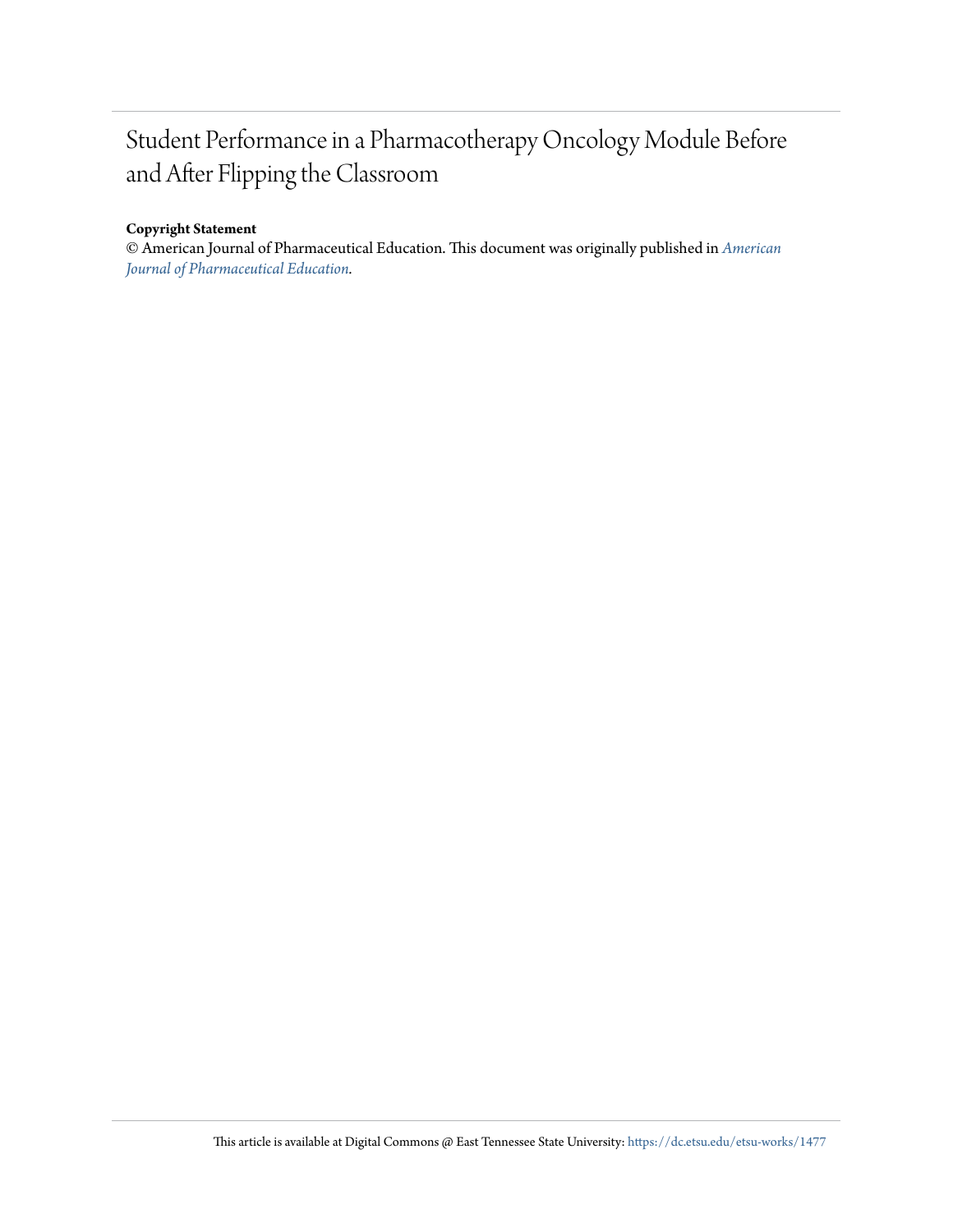# Student Performance in a Pharmacotherapy Oncology Module Before and After Flipping the Classroom

**Copyright Statement**

© American Journal of Pharmaceutical Education. This document was originally published in *American Journal of Pharmaceutical Education*.

This article is available at Digital Commons @ East Tennessee State University: https://dc.etsu.edu/etsu-works/1477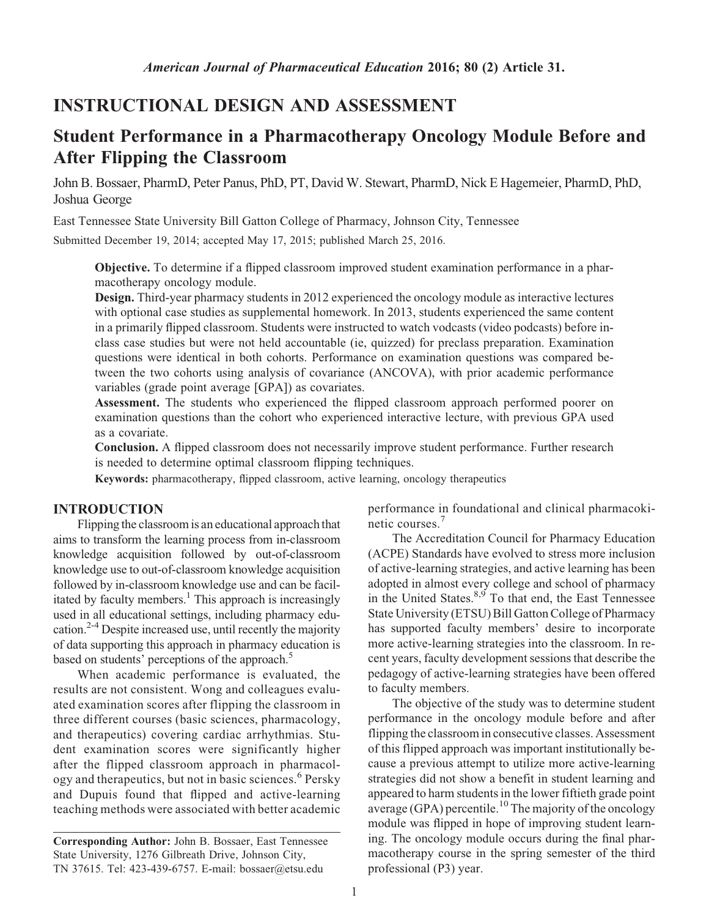# INSTRUCTIONAL DESIGN AND ASSESSMENT

## Student Performance in a Pharmacotherapy Oncology Module Before and After Flipping the Classroom

John B. Bossaer, PharmD, Peter Panus, PhD, PT, David W. Stewart, PharmD, Nick E Hagemeier, PharmD, PhD, Joshua George

East Tennessee State University Bill Gatton College of Pharmacy, Johnson City, Tennessee

Submitted December 19, 2014; accepted May 17, 2015; published March 25, 2016.

**Objective.** To determine if a flipped classroom improved student examination performance in a pharmacotherapy oncology module.

**Design.** Third-year pharmacy students in 2012 experienced the oncology module as interactive lectures with optional case studies as supplemental homework. In 2013, students experienced the same content in a primarily flipped classroom. Students were instructed to watch vodcasts (video podcasts) before in-class case studies but were not held accountable (ie, quizzed) for preclass preparation. Examination questions were identical in both cohorts. Performance on examination questions was compared between the two cohorts using analysis of covariance (ANCOVA), with prior academic performance variables (grade point average [GPA]) as covariates.

**Assessment.** The students who experienced the flipped classroom approach performed poorer on examination questions than the cohort who experienced interactive lecture, with previous GPA used as a covariate.

**Conclusion.** A flipped classroom does not necessarily improve student performance. Further research is needed to determine optimal classroom flipping techniques.

**Keywords:** pharmacotherapy, flipped classroom, active learning, oncology therapeutics

## INTRODUCTION

Flipping the classroom is an educational approach that aims to transform the learning process from in-classroom knowledge acquisition followed by out-of-classroom knowledge use to out-of-classroom knowledge acquisition followed by in-classroom knowledge use and can be facilitated by faculty members.[1] This approach is increasingly used in all educational settings, including pharmacy education.[2-4] Despite increased use, until recently the majority of data supporting this approach in pharmacy education is based on students' perceptions of the approach.[5]

When academic performance is evaluated, the results are not consistent. Wong and colleagues evaluated examination scores after flipping the classroom in three different courses (basic sciences, pharmacology, and therapeutics) covering cardiac arrhythmias. Student examination scores were significantly higher after the flipped classroom approach in pharmacology and therapeutics, but not in basic sciences.[6] Persky and Dupuis found that flipped and active-learning teaching methods were associated with better academic performance in foundational and clinical pharmacokinetic courses.[7]

The Accreditation Council for Pharmacy Education (ACPE) Standards have evolved to stress more inclusion of active-learning strategies, and active learning has been adopted in almost every college and school of pharmacy in the United States.[8,9] To that end, the East Tennessee State University (ETSU) Bill Gatton College of Pharmacy has supported faculty members' desire to incorporate more active-learning strategies into the classroom. In recent years, faculty development sessions that describe the pedagogy of active-learning strategies have been offered to faculty members.

The objective of the study was to determine student performance in the oncology module before and after flipping the classroom in consecutive classes. Assessment of this flipped approach was important institutionally because a previous attempt to utilize more active-learning strategies did not show a benefit in student learning and appeared to harm students in the lower fiftieth grade point average (GPA) percentile.[10] The majority of the oncology module was flipped in hope of improving student learning. The oncology module occurs during the final pharmacotherapy course in the spring semester of the third professional (P3) year.

**Corresponding Author:** John B. Bossaer, East Tennessee State University, 1276 Gilbreath Drive, Johnson City, TN 37615. Tel: 423-439-6757. E-mail: bossaer@etsu.edu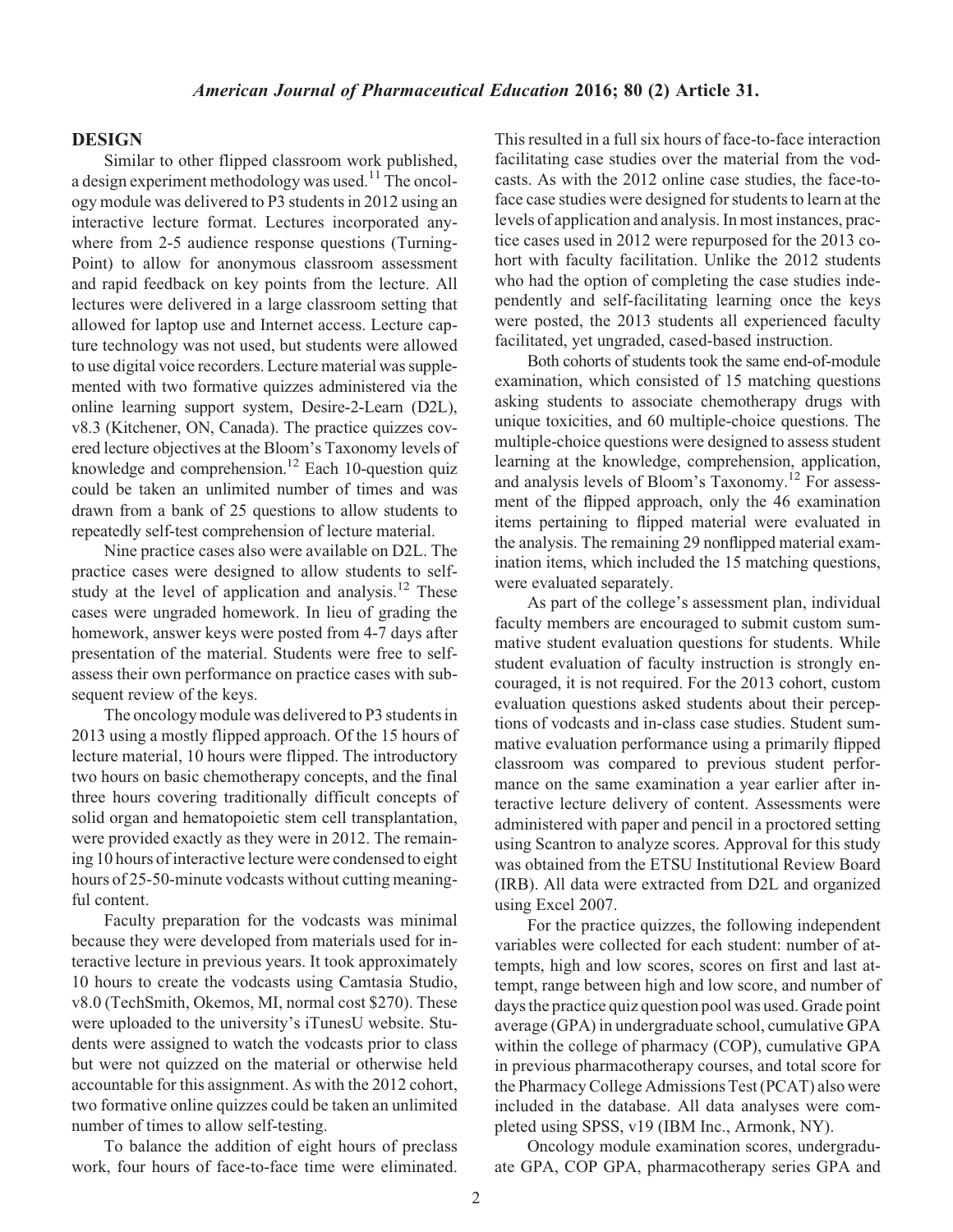## DESIGN

Similar to other flipped classroom work published, a design experiment methodology was used.[11] The oncology module was delivered to P3 students in 2012 using an interactive lecture format. Lectures incorporated anywhere from 2-5 audience response questions (TurningPoint) to allow for anonymous classroom assessment and rapid feedback on key points from the lecture. All lectures were delivered in a large classroom setting that allowed for laptop use and Internet access. Lecture capture technology was not used, but students were allowed to use digital voice recorders. Lecture material was supplemented with two formative quizzes administered via the online learning support system, Desire-2-Learn (D2L), v8.3 (Kitchener, ON, Canada). The practice quizzes covered lecture objectives at the Bloom's Taxonomy levels of knowledge and comprehension.[12] Each 10-question quiz could be taken an unlimited number of times and was drawn from a bank of 25 questions to allow students to repeatedly self-test comprehension of lecture material.

Nine practice cases also were available on D2L. The practice cases were designed to allow students to self-study at the level of application and analysis.[12] These cases were ungraded homework. In lieu of grading the homework, answer keys were posted from 4-7 days after presentation of the material. Students were free to self-assess their own performance on practice cases with subsequent review of the keys.

The oncology module was delivered to P3 students in 2013 using a mostly flipped approach. Of the 15 hours of lecture material, 10 hours were flipped. The introductory two hours on basic chemotherapy concepts, and the final three hours covering traditionally difficult concepts of solid organ and hematopoietic stem cell transplantation, were provided exactly as they were in 2012. The remaining 10 hours of interactive lecture were condensed to eight hours of 25-50-minute vodcasts without cutting meaningful content.

Faculty preparation for the vodcasts was minimal because they were developed from materials used for interactive lecture in previous years. It took approximately 10 hours to create the vodcasts using Camtasia Studio, v8.0 (TechSmith, Okemos, MI, normal cost $270). These were uploaded to the university's iTunesU website. Students were assigned to watch the vodcasts prior to class but were not quizzed on the material or otherwise held accountable for this assignment. As with the 2012 cohort, two formative online quizzes could be taken an unlimited number of times to allow self-testing.

To balance the addition of eight hours of preclass work, four hours of face-to-face time were eliminated. This resulted in a full six hours of face-to-face interaction facilitating case studies over the material from the vodcasts. As with the 2012 online case studies, the face-to-face case studies were designed for students to learn at the levels of application and analysis. In most instances, practice cases used in 2012 were repurposed for the 2013 cohort with faculty facilitation. Unlike the 2012 students who had the option of completing the case studies independently and self-facilitating learning once the keys were posted, the 2013 students all experienced faculty facilitated, yet ungraded, cased-based instruction.

Both cohorts of students took the same end-of-module examination, which consisted of 15 matching questions asking students to associate chemotherapy drugs with unique toxicities, and 60 multiple-choice questions. The multiple-choice questions were designed to assess student learning at the knowledge, comprehension, application, and analysis levels of Bloom's Taxonomy.[12] For assessment of the flipped approach, only the 46 examination items pertaining to flipped material were evaluated in the analysis. The remaining 29 nonflipped material examination items, which included the 15 matching questions, were evaluated separately.

As part of the college's assessment plan, individual faculty members are encouraged to submit custom summative student evaluation questions for students. While student evaluation of faculty instruction is strongly encouraged, it is not required. For the 2013 cohort, custom evaluation questions asked students about their perceptions of vodcasts and in-class case studies. Student summative evaluation performance using a primarily flipped classroom was compared to previous student performance on the same examination a year earlier after interactive lecture delivery of content. Assessments were administered with paper and pencil in a proctored setting using Scantron to analyze scores. Approval for this study was obtained from the ETSU Institutional Review Board (IRB). All data were extracted from D2L and organized using Excel 2007.

For the practice quizzes, the following independent variables were collected for each student: number of attempts, high and low scores, scores on first and last attempt, range between high and low score, and number of days the practice quiz question pool was used. Grade point average (GPA) in undergraduate school, cumulative GPA within the college of pharmacy (COP), cumulative GPA in previous pharmacotherapy courses, and total score for the Pharmacy College Admissions Test (PCAT) also were included in the database. All data analyses were completed using SPSS, v19 (IBM Inc., Armonk, NY).

Oncology module examination scores, undergraduate GPA, COP GPA, pharmacotherapy series GPA and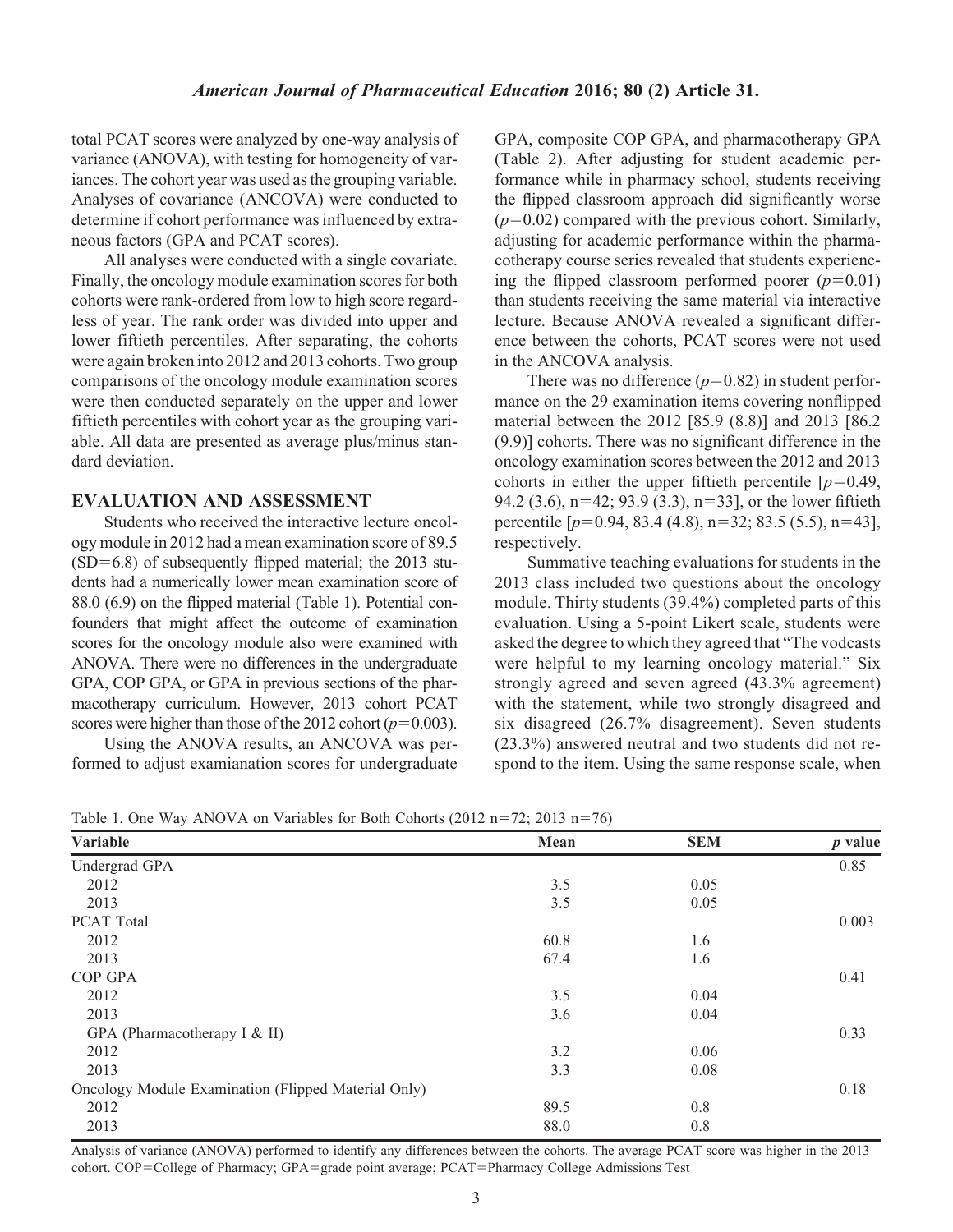total PCAT scores were analyzed by one-way analysis of variance (ANOVA), with testing for homogeneity of variances. The cohort year was used as the grouping variable. Analyses of covariance (ANCOVA) were conducted to determine if cohort performance was influenced by extraneous factors (GPA and PCAT scores).

All analyses were conducted with a single covariate. Finally, the oncology module examination scores for both cohorts were rank-ordered from low to high score regardless of year. The rank order was divided into upper and lower fiftieth percentiles. After separating, the cohorts were again broken into 2012 and 2013 cohorts. Two group comparisons of the oncology module examination scores were then conducted separately on the upper and lower fiftieth percentiles with cohort year as the grouping variable. All data are presented as average plus/minus standard deviation.

## EVALUATION AND ASSESSMENT

Students who received the interactive lecture oncology module in 2012 had a mean examination score of 89.5 (SD=6.8) of subsequently flipped material; the 2013 students had a numerically lower mean examination score of 88.0 (6.9) on the flipped material (Table 1). Potential confounders that might affect the outcome of examination scores for the oncology module also were examined with ANOVA. There were no differences in the undergraduate GPA, COP GPA, or GPA in previous sections of the pharmacotherapy curriculum. However, 2013 cohort PCAT scores were higher than those of the 2012 cohort ($p=0.003$).

Using the ANOVA results, an ANCOVA was performed to adjust examianation scores for undergraduate GPA, composite COP GPA, and pharmacotherapy GPA (Table 2). After adjusting for student academic performance while in pharmacy school, students receiving the flipped classroom approach did significantly worse ($p=0.02$) compared with the previous cohort. Similarly, adjusting for academic performance within the pharmacotherapy course series revealed that students experiencing the flipped classroom performed poorer ($p=0.01$) than students receiving the same material via interactive lecture. Because ANOVA revealed a significant difference between the cohorts, PCAT scores were not used in the ANCOVA analysis.

There was no difference ($p=0.82$) in student performance on the 29 examination items covering nonflipped material between the 2012 [85.9 (8.8)] and 2013 [86.2 (9.9)] cohorts. There was no significant difference in the oncology examination scores between the 2012 and 2013 cohorts in either the upper fiftieth percentile [$p=0.49$, 94.2 (3.6), n=42; 93.9 (3.3), n=33], or the lower fiftieth percentile [$p=0.94$, 83.4 (4.8), n=32; 83.5 (5.5), n=43], respectively.

Summative teaching evaluations for students in the 2013 class included two questions about the oncology module. Thirty students (39.4%) completed parts of this evaluation. Using a 5-point Likert scale, students were asked the degree to which they agreed that "The vodcasts were helpful to my learning oncology material." Six strongly agreed and seven agreed (43.3% agreement) with the statement, while two strongly disagreed and six disagreed (26.7% disagreement). Seven students (23.3%) answered neutral and two students did not respond to the item. Using the same response scale, when

Table 1. One Way ANOVA on Variables for Both Cohorts (2012 n=72; 2013 n=76)

| Variable | Mean | SEM | *p* value |
|---|---|---|---|
| Undergrad GPA | | | 0.85 |
| 2012 | 3.5 | 0.05 | |
| 2013 | 3.5 | 0.05 | |
| PCAT Total | | | 0.003 |
| 2012 | 60.8 | 1.6 | |
| 2013 | 67.4 | 1.6 | |
| COP GPA | | | 0.41 |
| 2012 | 3.5 | 0.04 | |
| 2013 | 3.6 | 0.04 | |
| GPA (Pharmacotherapy I & II) | | | 0.33 |
| 2012 | 3.2 | 0.06 | |
| 2013 | 3.3 | 0.08 | |
| Oncology Module Examination (Flipped Material Only) | | | 0.18 |
| 2012 | 89.5 | 0.8 | |
| 2013 | 88.0 | 0.8 | |

Analysis of variance (ANOVA) performed to identify any differences between the cohorts. The average PCAT score was higher in the 2013 cohort. COP=College of Pharmacy; GPA=grade point average; PCAT=Pharmacy College Admissions Test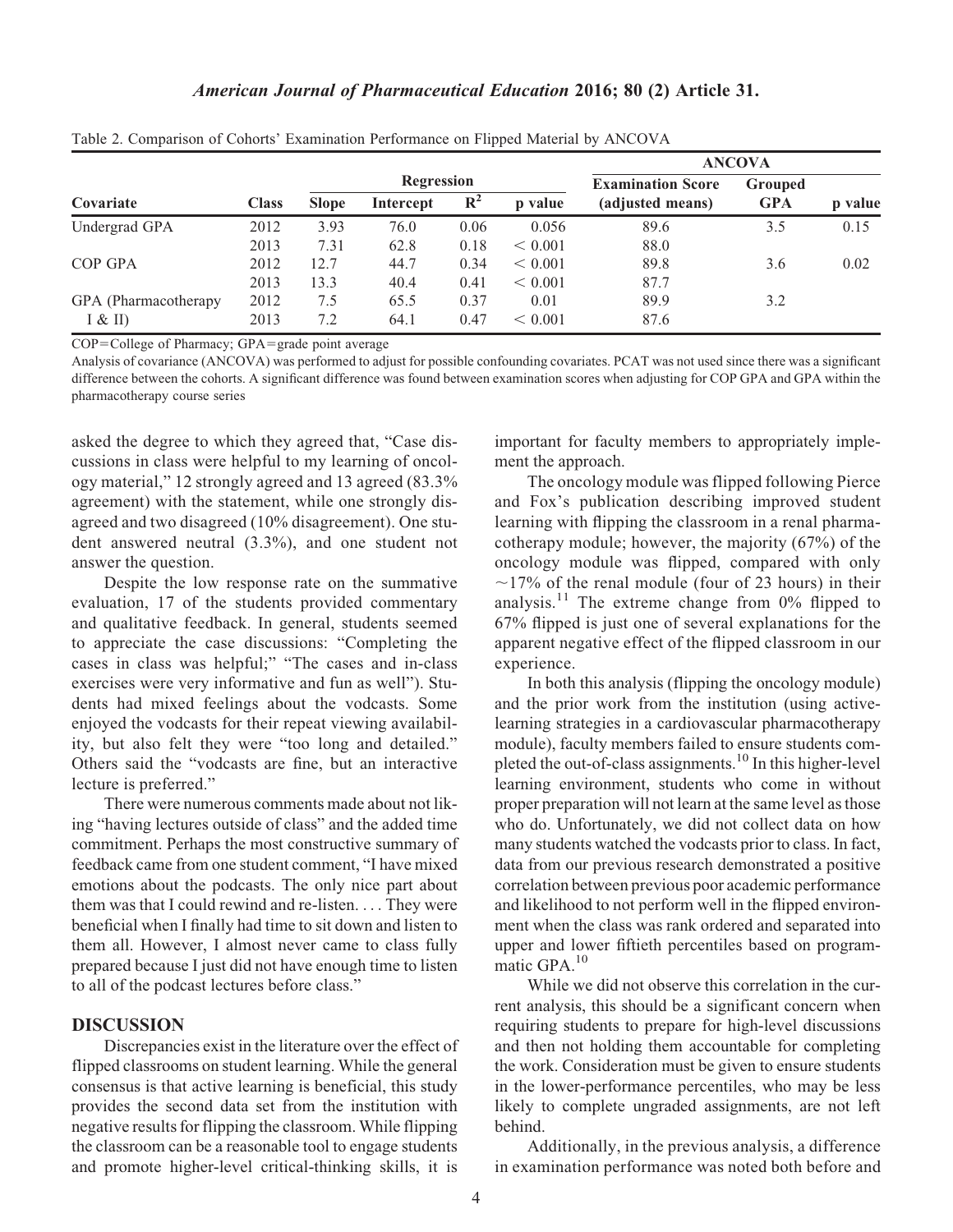Table 2. Comparison of Cohorts' Examination Performance on Flipped Material by ANCOVA

| | | Regression | | | | ANCOVA | | |
|---|---|---|---|---|---|---|---|---|
| Covariate | Class | Slope | Intercept | $R^2$ | p value | Examination Score (adjusted means) | Grouped GPA | p value |
| Undergrad GPA | 2012 | 3.93 | 76.0 | 0.06 | 0.056 | 89.6 | 3.5 | 0.15 |
| | 2013 | 7.31 | 62.8 | 0.18 | $< 0.001$ | 88.0 | | |
| COP GPA | 2012 | 12.7 | 44.7 | 0.34 | $< 0.001$ | 89.8 | 3.6 | 0.02 |
| | 2013 | 13.3 | 40.4 | 0.41 | $< 0.001$ | 87.7 | | |
| GPA (Pharmacotherapy I & II) | 2012 | 7.5 | 65.5 | 0.37 | 0.01 | 89.9 | 3.2 | |
| | 2013 | 7.2 | 64.1 | 0.47 | $< 0.001$ | 87.6 | | |

COP=College of Pharmacy; GPA=grade point average

Analysis of covariance (ANCOVA) was performed to adjust for possible confounding covariates. PCAT was not used since there was a significant difference between the cohorts. A significant difference was found between examination scores when adjusting for COP GPA and GPA within the pharmacotherapy course series

asked the degree to which they agreed that, "Case discussions in class were helpful to my learning of oncology material," 12 strongly agreed and 13 agreed (83.3% agreement) with the statement, while one strongly disagreed and two disagreed (10% disagreement). One student answered neutral (3.3%), and one student not answer the question.

Despite the low response rate on the summative evaluation, 17 of the students provided commentary and qualitative feedback. In general, students seemed to appreciate the case discussions: "Completing the cases in class was helpful;" "The cases and in-class exercises were very informative and fun as well"). Students had mixed feelings about the vodcasts. Some enjoyed the vodcasts for their repeat viewing availability, but also felt they were "too long and detailed." Others said the "vodcasts are fine, but an interactive lecture is preferred."

There were numerous comments made about not liking "having lectures outside of class" and the added time commitment. Perhaps the most constructive summary of feedback came from one student comment, "I have mixed emotions about the podcasts. The only nice part about them was that I could rewind and re-listen. . . . They were beneficial when I finally had time to sit down and listen to them all. However, I almost never came to class fully prepared because I just did not have enough time to listen to all of the podcast lectures before class."

## DISCUSSION

Discrepancies exist in the literature over the effect of flipped classrooms on student learning. While the general consensus is that active learning is beneficial, this study provides the second data set from the institution with negative results for flipping the classroom. While flipping the classroom can be a reasonable tool to engage students and promote higher-level critical-thinking skills, it is important for faculty members to appropriately implement the approach.

The oncology module was flipped following Pierce and Fox's publication describing improved student learning with flipping the classroom in a renal pharmacotherapy module; however, the majority (67%) of the oncology module was flipped, compared with only ~17% of the renal module (four of 23 hours) in their analysis.[11] The extreme change from 0% flipped to 67% flipped is just one of several explanations for the apparent negative effect of the flipped classroom in our experience.

In both this analysis (flipping the oncology module) and the prior work from the institution (using active-learning strategies in a cardiovascular pharmacotherapy module), faculty members failed to ensure students completed the out-of-class assignments.[10] In this higher-level learning environment, students who come in without proper preparation will not learn at the same level as those who do. Unfortunately, we did not collect data on how many students watched the vodcasts prior to class. In fact, data from our previous research demonstrated a positive correlation between previous poor academic performance and likelihood to not perform well in the flipped environment when the class was rank ordered and separated into upper and lower fiftieth percentiles based on programmatic GPA.[10]

While we did not observe this correlation in the current analysis, this should be a significant concern when requiring students to prepare for high-level discussions and then not holding them accountable for completing the work. Consideration must be given to ensure students in the lower-performance percentiles, who may be less likely to complete ungraded assignments, are not left behind.

Additionally, in the previous analysis, a difference in examination performance was noted both before and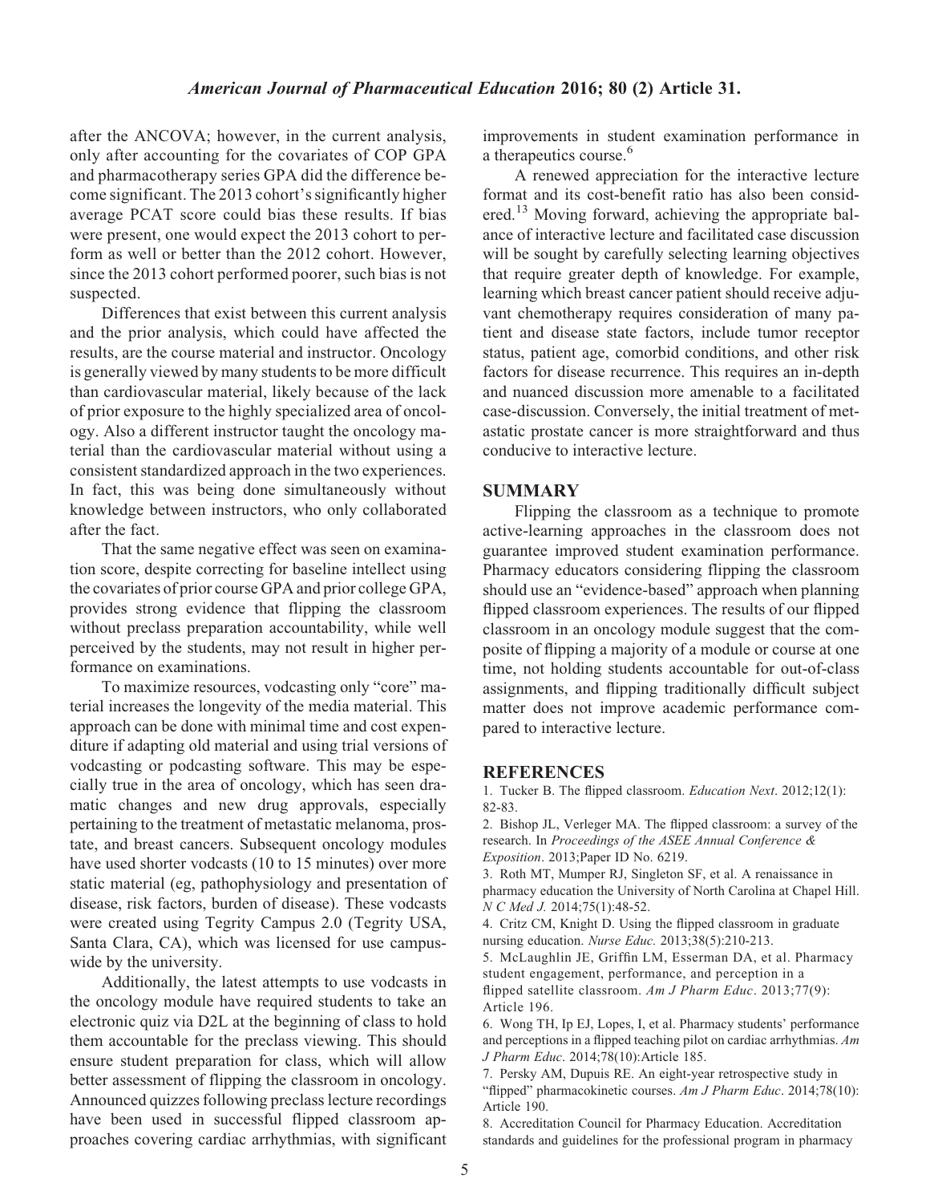after the ANCOVA; however, in the current analysis, only after accounting for the covariates of COP GPA and pharmacotherapy series GPA did the difference become significant. The 2013 cohort's significantly higher average PCAT score could bias these results. If bias were present, one would expect the 2013 cohort to perform as well or better than the 2012 cohort. However, since the 2013 cohort performed poorer, such bias is not suspected.

Differences that exist between this current analysis and the prior analysis, which could have affected the results, are the course material and instructor. Oncology is generally viewed by many students to be more difficult than cardiovascular material, likely because of the lack of prior exposure to the highly specialized area of oncology. Also a different instructor taught the oncology material than the cardiovascular material without using a consistent standardized approach in the two experiences. In fact, this was being done simultaneously without knowledge between instructors, who only collaborated after the fact.

That the same negative effect was seen on examination score, despite correcting for baseline intellect using the covariates of prior course GPA and prior college GPA, provides strong evidence that flipping the classroom without preclass preparation accountability, while well perceived by the students, may not result in higher performance on examinations.

To maximize resources, vodcasting only "core" material increases the longevity of the media material. This approach can be done with minimal time and cost expenditure if adapting old material and using trial versions of vodcasting or podcasting software. This may be especially true in the area of oncology, which has seen dramatic changes and new drug approvals, especially pertaining to the treatment of metastatic melanoma, prostate, and breast cancers. Subsequent oncology modules have used shorter vodcasts (10 to 15 minutes) over more static material (eg, pathophysiology and presentation of disease, risk factors, burden of disease). These vodcasts were created using Tegrity Campus 2.0 (Tegrity USA, Santa Clara, CA), which was licensed for use campuswide by the university.

Additionally, the latest attempts to use vodcasts in the oncology module have required students to take an electronic quiz via D2L at the beginning of class to hold them accountable for the preclass viewing. This should ensure student preparation for class, which will allow better assessment of flipping the classroom in oncology. Announced quizzes following preclass lecture recordings have been used in successful flipped classroom approaches covering cardiac arrhythmias, with significant improvements in student examination performance in a therapeutics course.[6]

A renewed appreciation for the interactive lecture format and its cost-benefit ratio has also been considered.[13] Moving forward, achieving the appropriate balance of interactive lecture and facilitated case discussion will be sought by carefully selecting learning objectives that require greater depth of knowledge. For example, learning which breast cancer patient should receive adjuvant chemotherapy requires consideration of many patient and disease state factors, include tumor receptor status, patient age, comorbid conditions, and other risk factors for disease recurrence. This requires an in-depth and nuanced discussion more amenable to a facilitated case-discussion. Conversely, the initial treatment of metastatic prostate cancer is more straightforward and thus conducive to interactive lecture.

## SUMMARY

Flipping the classroom as a technique to promote active-learning approaches in the classroom does not guarantee improved student examination performance. Pharmacy educators considering flipping the classroom should use an "evidence-based" approach when planning flipped classroom experiences. The results of our flipped classroom in an oncology module suggest that the composite of flipping a majority of a module or course at one time, not holding students accountable for out-of-class assignments, and flipping traditionally difficult subject matter does not improve academic performance compared to interactive lecture.

## REFERENCES

1. Tucker B. The flipped classroom. *Education Next*. 2012;12(1): 82-83.
2. Bishop JL, Verleger MA. The flipped classroom: a survey of the research. In *Proceedings of the ASEE Annual Conference & Exposition*. 2013;Paper ID No. 6219.
3. Roth MT, Mumper RJ, Singleton SF, et al. A renaissance in pharmacy education the University of North Carolina at Chapel Hill. *N C Med J.* 2014;75(1):48-52.
4. Critz CM, Knight D. Using the flipped classroom in graduate nursing education. *Nurse Educ.* 2013;38(5):210-213.
5. McLaughlin JE, Griffin LM, Esserman DA, et al. Pharmacy student engagement, performance, and perception in a flipped satellite classroom. *Am J Pharm Educ*. 2013;77(9): Article 196.
6. Wong TH, Ip EJ, Lopes, I, et al. Pharmacy students' performance and perceptions in a flipped teaching pilot on cardiac arrhythmias. *Am J Pharm Educ*. 2014;78(10):Article 185.
7. Persky AM, Dupuis RE. An eight-year retrospective study in "flipped" pharmacokinetic courses. *Am J Pharm Educ*. 2014;78(10): Article 190.
8. Accreditation Council for Pharmacy Education. Accreditation standards and guidelines for the professional program in pharmacy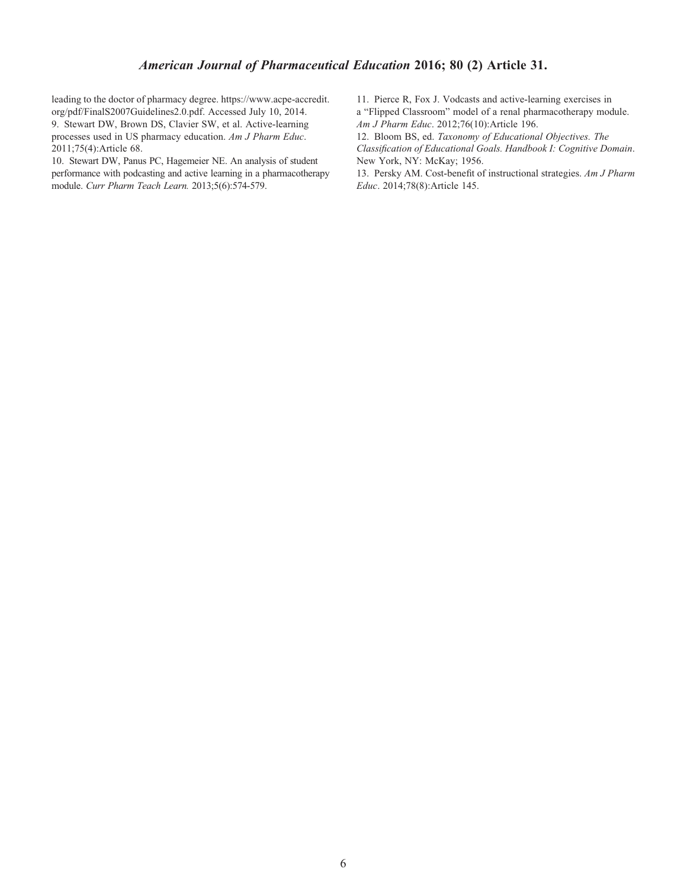leading to the doctor of pharmacy degree. https://www.acpe-accredit.org/pdf/FinalS2007Guidelines2.0.pdf. Accessed July 10, 2014.

9. Stewart DW, Brown DS, Clavier SW, et al. Active-learning processes used in US pharmacy education. *Am J Pharm Educ*. 2011;75(4):Article 68.

10. Stewart DW, Panus PC, Hagemeier NE. An analysis of student performance with podcasting and active learning in a pharmacotherapy module. *Curr Pharm Teach Learn.* 2013;5(6):574-579.

11. Pierce R, Fox J. Vodcasts and active-learning exercises in a "Flipped Classroom" model of a renal pharmacotherapy module. *Am J Pharm Educ*. 2012;76(10):Article 196.

12. Bloom BS, ed. *Taxonomy of Educational Objectives. The Classification of Educational Goals. Handbook I: Cognitive Domain*. New York, NY: McKay; 1956.

13. Persky AM. Cost-benefit of instructional strategies. *Am J Pharm Educ*. 2014;78(8):Article 145.